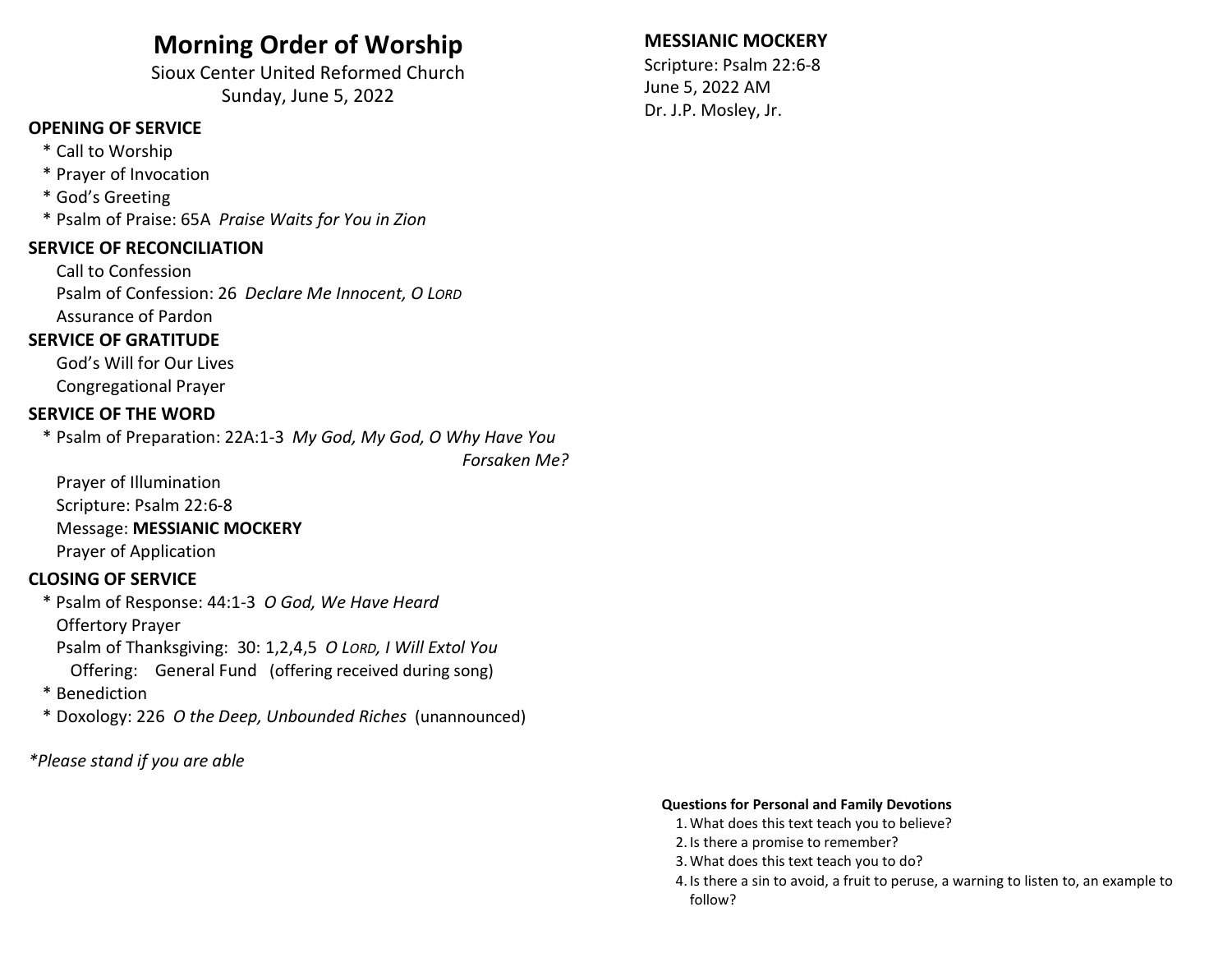# Morning Order of Worship

Sioux Center United Reformed Church
Sunday, June 5, 2022

**OPENING OF SERVICE**

* Call to Worship
* Prayer of Invocation
* God's Greeting
* Psalm of Praise: 65A *Praise Waits for You in Zion*

**SERVICE OF RECONCILIATION**

Call to Confession
Psalm of Confession: 26 *Declare Me Innocent, O LORD*
Assurance of Pardon

**SERVICE OF GRATITUDE**

God's Will for Our Lives
Congregational Prayer

**SERVICE OF THE WORD**

* Psalm of Preparation: 22A:1-3 *My God, My God, O Why Have You Forsaken Me?*

Prayer of Illumination
Scripture: Psalm 22:6-8
Message: **MESSIANIC MOCKERY**
Prayer of Application

**CLOSING OF SERVICE**

* Psalm of Response: 44:1-3 *O God, We Have Heard*

Offertory Prayer
Psalm of Thanksgiving: 30: 1,2,4,5 *O LORD, I Will Extol You*
Offering: General Fund (offering received during song)

* Benediction
* Doxology: 226 *O the Deep, Unbounded Riches* (unannounced)

**Please stand if you are able*

**MESSIANIC MOCKERY**

Scripture: Psalm 22:6-8
June 5, 2022 AM
Dr. J.P. Mosley, Jr.

**Questions for Personal and Family Devotions**

1. What does this text teach you to believe?
2. Is there a promise to remember?
3. What does this text teach you to do?
4. Is there a sin to avoid, a fruit to peruse, a warning to listen to, an example to follow?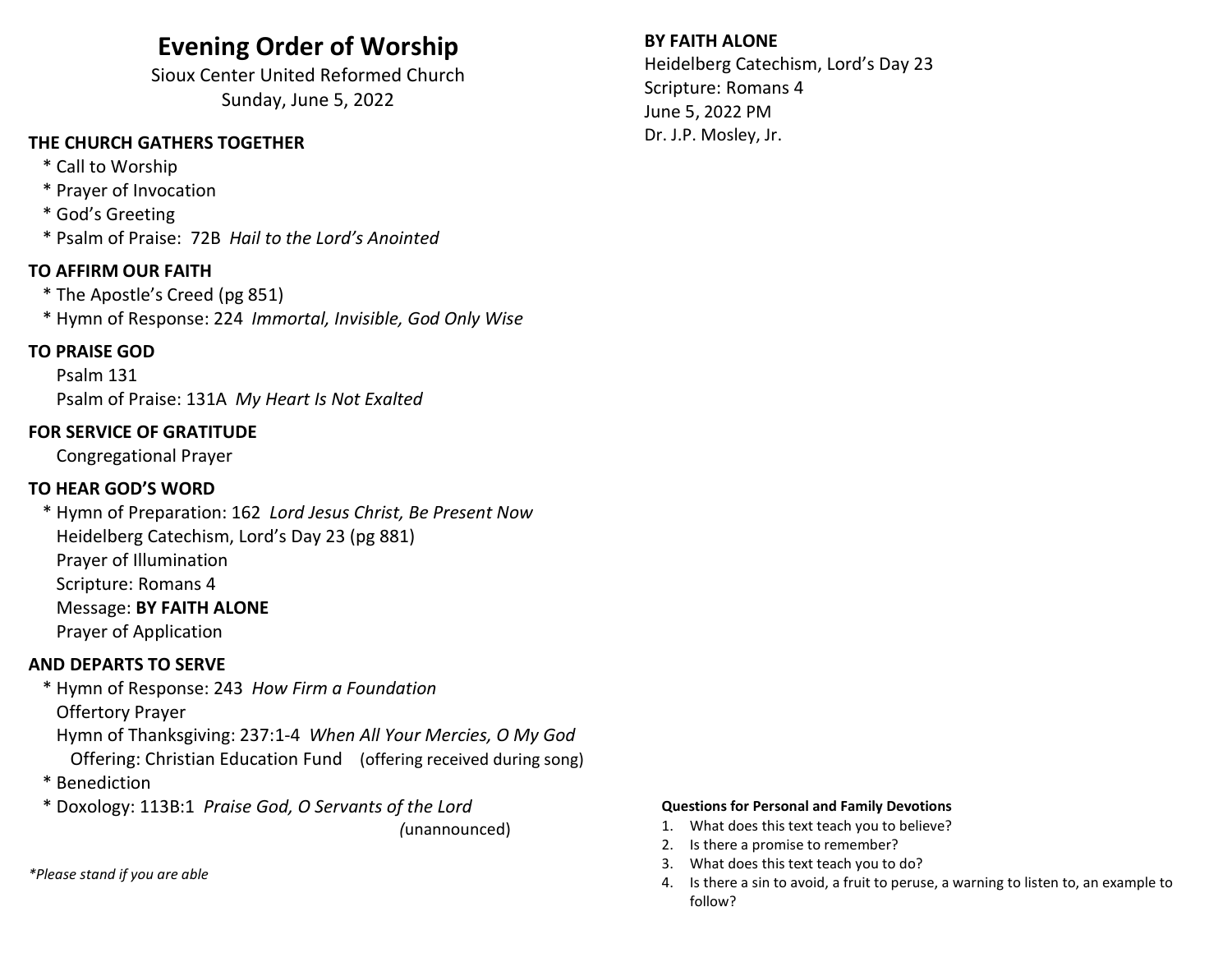# Evening Order of Worship

Sioux Center United Reformed Church
Sunday, June 5, 2022

**THE CHURCH GATHERS TOGETHER**

\* Call to Worship
\* Prayer of Invocation
\* God's Greeting
\* Psalm of Praise: 72B *Hail to the Lord's Anointed*

**TO AFFIRM OUR FAITH**

\* The Apostle's Creed (pg 851)
\* Hymn of Response: 224 *Immortal, Invisible, God Only Wise*

**TO PRAISE GOD**

Psalm 131
Psalm of Praise: 131A *My Heart Is Not Exalted*

**FOR SERVICE OF GRATITUDE**

Congregational Prayer

**TO HEAR GOD'S WORD**

\* Hymn of Preparation: 162 *Lord Jesus Christ, Be Present Now*
Heidelberg Catechism, Lord's Day 23 (pg 881)
Prayer of Illumination
Scripture: Romans 4
Message: **BY FAITH ALONE**
Prayer of Application

**AND DEPARTS TO SERVE**

\* Hymn of Response: 243 *How Firm a Foundation*
Offertory Prayer
Hymn of Thanksgiving: 237:1-4 *When All Your Mercies, O My God*
Offering: Christian Education Fund (offering received during song)
\* Benediction
\* Doxology: 113B:1 *Praise God, O Servants of the Lord*
(unannounced)

*\*Please stand if you are able*

**BY FAITH ALONE**
Heidelberg Catechism, Lord's Day 23
Scripture: Romans 4
June 5, 2022 PM
Dr. J.P. Mosley, Jr.

**Questions for Personal and Family Devotions**

1. What does this text teach you to believe?
2. Is there a promise to remember?
3. What does this text teach you to do?
4. Is there a sin to avoid, a fruit to peruse, a warning to listen to, an example to follow?